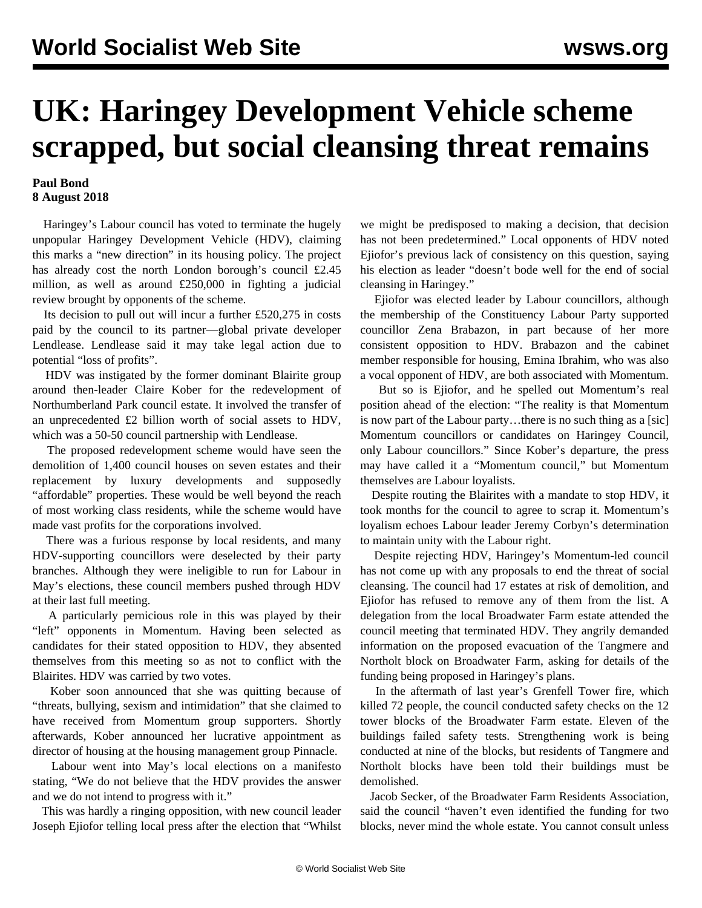# UK: Haringey Development Vehicle scheme scrapped, but social cleansing threat remains

**Paul Bond**
**8 August 2018**

Haringey's Labour council has voted to terminate the hugely unpopular Haringey Development Vehicle (HDV), claiming this marks a "new direction" in its housing policy. The project has already cost the north London borough's council £2.45 million, as well as around £250,000 in fighting a judicial review brought by opponents of the scheme.

Its decision to pull out will incur a further £520,275 in costs paid by the council to its partner—global private developer Lendlease. Lendlease said it may take legal action due to potential "loss of profits".

HDV was instigated by the former dominant Blairite group around then-leader Claire Kober for the redevelopment of Northumberland Park council estate. It involved the transfer of an unprecedented £2 billion worth of social assets to HDV, which was a 50-50 council partnership with Lendlease.

The proposed redevelopment scheme would have seen the demolition of 1,400 council houses on seven estates and their replacement by luxury developments and supposedly "affordable" properties. These would be well beyond the reach of most working class residents, while the scheme would have made vast profits for the corporations involved.

There was a furious response by local residents, and many HDV-supporting councillors were deselected by their party branches. Although they were ineligible to run for Labour in May's elections, these council members pushed through HDV at their last full meeting.

A particularly pernicious role in this was played by their "left" opponents in Momentum. Having been selected as candidates for their stated opposition to HDV, they absented themselves from this meeting so as not to conflict with the Blairites. HDV was carried by two votes.

Kober soon announced that she was quitting because of "threats, bullying, sexism and intimidation" that she claimed to have received from Momentum group supporters. Shortly afterwards, Kober announced her lucrative appointment as director of housing at the housing management group Pinnacle.

Labour went into May's local elections on a manifesto stating, "We do not believe that the HDV provides the answer and we do not intend to progress with it."

This was hardly a ringing opposition, with new council leader Joseph Ejiofor telling local press after the election that "Whilst we might be predisposed to making a decision, that decision has not been predetermined." Local opponents of HDV noted Ejiofor's previous lack of consistency on this question, saying his election as leader "doesn't bode well for the end of social cleansing in Haringey."

Ejiofor was elected leader by Labour councillors, although the membership of the Constituency Labour Party supported councillor Zena Brabazon, in part because of her more consistent opposition to HDV. Brabazon and the cabinet member responsible for housing, Emina Ibrahim, who was also a vocal opponent of HDV, are both associated with Momentum.

But so is Ejiofor, and he spelled out Momentum's real position ahead of the election: "The reality is that Momentum is now part of the Labour party…there is no such thing as a [sic] Momentum councillors or candidates on Haringey Council, only Labour councillors." Since Kober's departure, the press may have called it a "Momentum council," but Momentum themselves are Labour loyalists.

Despite routing the Blairites with a mandate to stop HDV, it took months for the council to agree to scrap it. Momentum's loyalism echoes Labour leader Jeremy Corbyn's determination to maintain unity with the Labour right.

Despite rejecting HDV, Haringey's Momentum-led council has not come up with any proposals to end the threat of social cleansing. The council had 17 estates at risk of demolition, and Ejiofor has refused to remove any of them from the list. A delegation from the local Broadwater Farm estate attended the council meeting that terminated HDV. They angrily demanded information on the proposed evacuation of the Tangmere and Northolt block on Broadwater Farm, asking for details of the funding being proposed in Haringey's plans.

In the aftermath of last year's Grenfell Tower fire, which killed 72 people, the council conducted safety checks on the 12 tower blocks of the Broadwater Farm estate. Eleven of the buildings failed safety tests. Strengthening work is being conducted at nine of the blocks, but residents of Tangmere and Northolt blocks have been told their buildings must be demolished.

Jacob Secker, of the Broadwater Farm Residents Association, said the council "haven't even identified the funding for two blocks, never mind the whole estate. You cannot consult unless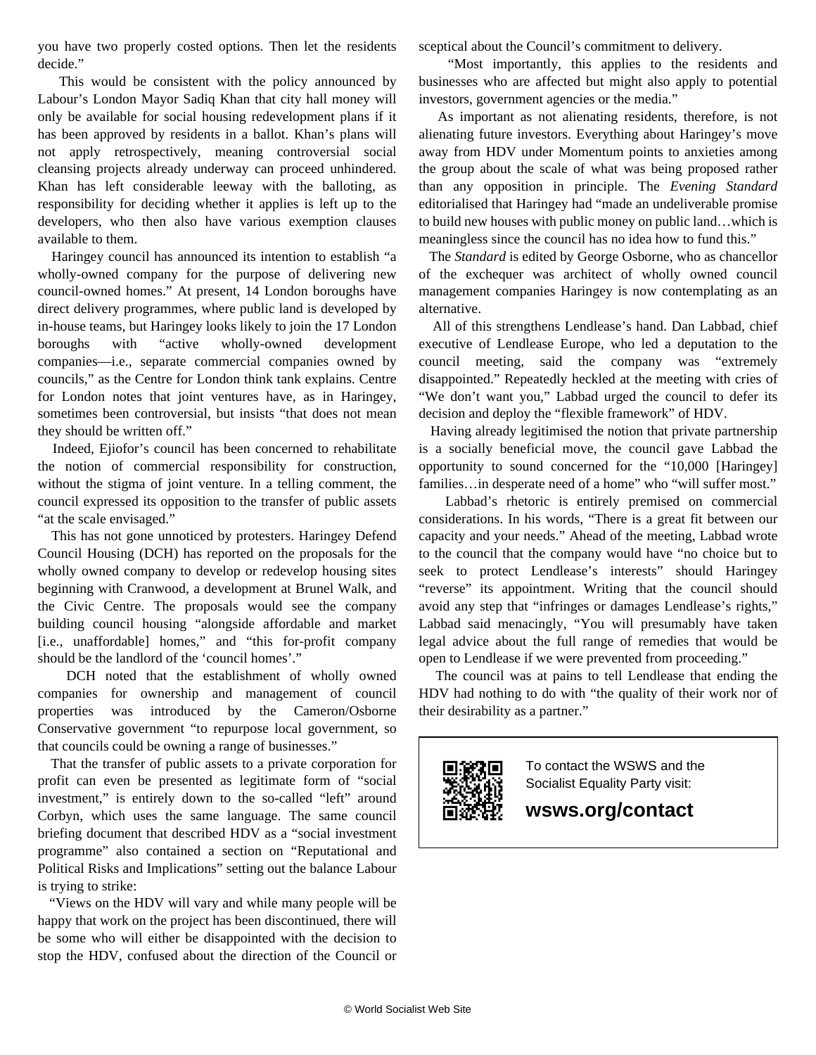you have two properly costed options. Then let the residents decide."

This would be consistent with the policy announced by Labour's London Mayor Sadiq Khan that city hall money will only be available for social housing redevelopment plans if it has been approved by residents in a ballot. Khan's plans will not apply retrospectively, meaning controversial social cleansing projects already underway can proceed unhindered. Khan has left considerable leeway with the balloting, as responsibility for deciding whether it applies is left up to the developers, who then also have various exemption clauses available to them.

Haringey council has announced its intention to establish "a wholly-owned company for the purpose of delivering new council-owned homes." At present, 14 London boroughs have direct delivery programmes, where public land is developed by in-house teams, but Haringey looks likely to join the 17 London boroughs with "active wholly-owned development companies—i.e., separate commercial companies owned by councils," as the Centre for London think tank explains. Centre for London notes that joint ventures have, as in Haringey, sometimes been controversial, but insists "that does not mean they should be written off."

Indeed, Ejiofor's council has been concerned to rehabilitate the notion of commercial responsibility for construction, without the stigma of joint venture. In a telling comment, the council expressed its opposition to the transfer of public assets "at the scale envisaged."

This has not gone unnoticed by protesters. Haringey Defend Council Housing (DCH) has reported on the proposals for the wholly owned company to develop or redevelop housing sites beginning with Cranwood, a development at Brunel Walk, and the Civic Centre. The proposals would see the company building council housing "alongside affordable and market [i.e., unaffordable] homes," and "this for-profit company should be the landlord of the 'council homes'."

DCH noted that the establishment of wholly owned companies for ownership and management of council properties was introduced by the Cameron/Osborne Conservative government "to repurpose local government, so that councils could be owning a range of businesses."

That the transfer of public assets to a private corporation for profit can even be presented as legitimate form of "social investment," is entirely down to the so-called "left" around Corbyn, which uses the same language. The same council briefing document that described HDV as a "social investment programme" also contained a section on "Reputational and Political Risks and Implications" setting out the balance Labour is trying to strike:

"Views on the HDV will vary and while many people will be happy that work on the project has been discontinued, there will be some who will either be disappointed with the decision to stop the HDV, confused about the direction of the Council or sceptical about the Council's commitment to delivery.

"Most importantly, this applies to the residents and businesses who are affected but might also apply to potential investors, government agencies or the media."

As important as not alienating residents, therefore, is not alienating future investors. Everything about Haringey's move away from HDV under Momentum points to anxieties among the group about the scale of what was being proposed rather than any opposition in principle. The *Evening Standard* editorialised that Haringey had "made an undeliverable promise to build new houses with public money on public land…which is meaningless since the council has no idea how to fund this."

The *Standard* is edited by George Osborne, who as chancellor of the exchequer was architect of wholly owned council management companies Haringey is now contemplating as an alternative.

All of this strengthens Lendlease's hand. Dan Labbad, chief executive of Lendlease Europe, who led a deputation to the council meeting, said the company was "extremely disappointed." Repeatedly heckled at the meeting with cries of "We don't want you," Labbad urged the council to defer its decision and deploy the "flexible framework" of HDV.

Having already legitimised the notion that private partnership is a socially beneficial move, the council gave Labbad the opportunity to sound concerned for the "10,000 [Haringey] families…in desperate need of a home" who "will suffer most."

Labbad's rhetoric is entirely premised on commercial considerations. In his words, "There is a great fit between our capacity and your needs." Ahead of the meeting, Labbad wrote to the council that the company would have "no choice but to seek to protect Lendlease's interests" should Haringey "reverse" its appointment. Writing that the council should avoid any step that "infringes or damages Lendlease's rights," Labbad said menacingly, "You will presumably have taken legal advice about the full range of remedies that would be open to Lendlease if we were prevented from proceeding."

The council was at pains to tell Lendlease that ending the HDV had nothing to do with "the quality of their work nor of their desirability as a partner."

To contact the WSWS and the Socialist Equality Party visit:

**wsws.org/contact**